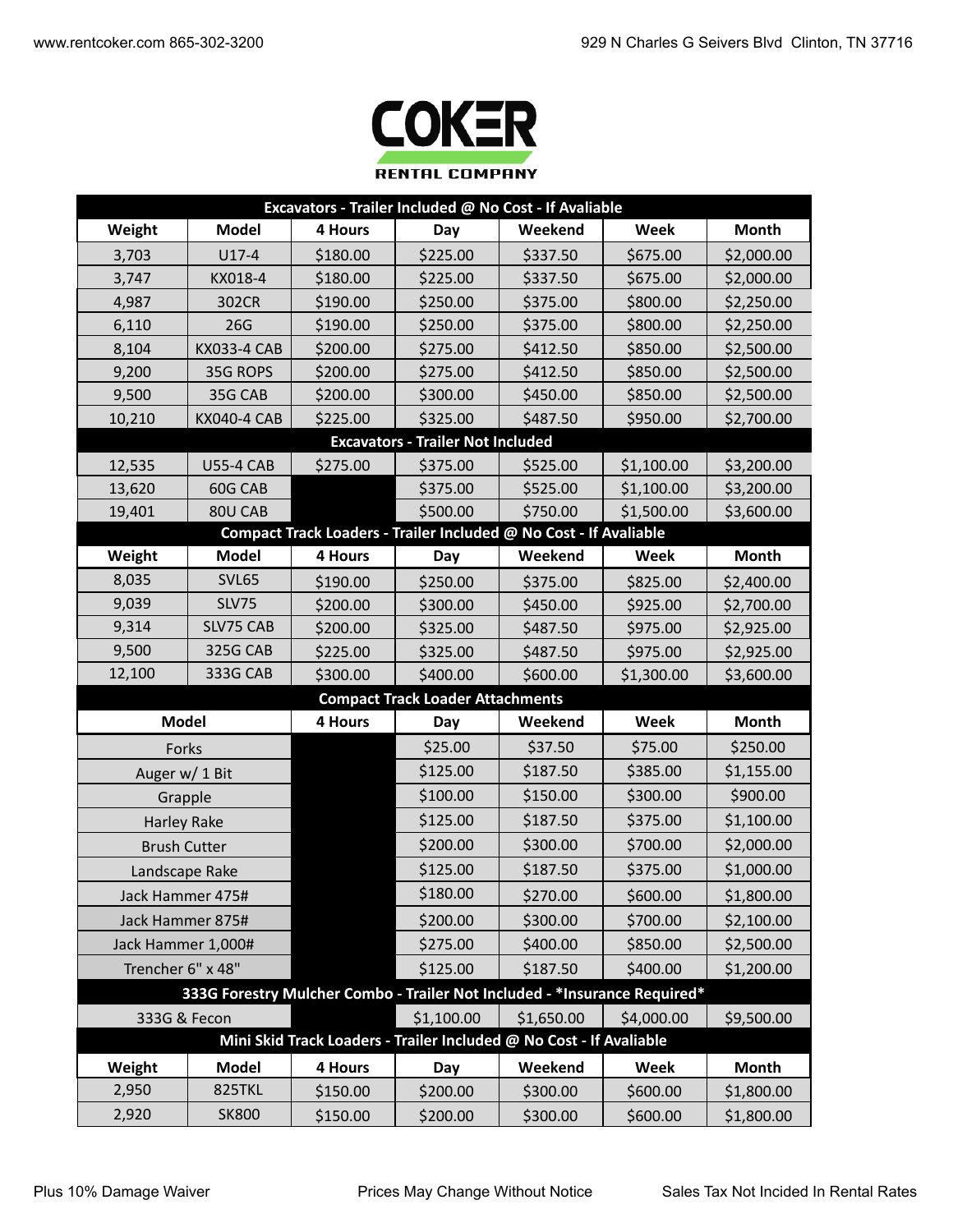www.rentcoker.com 865-302-3200 929 N Charles G Seivers Blvd Clinton, TN 37716

# COKER RENTAL COMPANY

| Excavators - Trailer Included @ No Cost - If Avaliable | | | | | | |
|---|---|---|---|---|---|---|
| **Weight** | **Model** | **4 Hours** | **Day** | **Weekend** | **Week** | **Month** |
| 3,703 | U17-4 | $180.00 | $225.00 | $337.50 | $675.00 | $2,000.00 |
| 3,747 | KX018-4 | $180.00 | $225.00 | $337.50 | $675.00 | $2,000.00 |
| 4,987 | 302CR | $190.00 | $250.00 | $375.00 | $800.00 | $2,250.00 |
| 6,110 | 26G | $190.00 | $250.00 | $375.00 | $800.00 | $2,250.00 |
| 8,104 | KX033-4 CAB | $200.00 | $275.00 | $412.50 | $850.00 | $2,500.00 |
| 9,200 | 35G ROPS | $200.00 | $275.00 | $412.50 | $850.00 | $2,500.00 |
| 9,500 | 35G CAB | $200.00 | $300.00 | $450.00 | $850.00 | $2,500.00 |
| 10,210 | KX040-4 CAB | $225.00 | $325.00 | $487.50 | $950.00 | $2,700.00 |
| **Excavators - Trailer Not Included** | | | | | | |
| 12,535 | U55-4 CAB | $275.00 | $375.00 | $525.00 | $1,100.00 | $3,200.00 |
| 13,620 | 60G CAB | | $375.00 | $525.00 | $1,100.00 | $3,200.00 |
| 19,401 | 80U CAB | | $500.00 | $750.00 | $1,500.00 | $3,600.00 |

| Compact Track Loaders - Trailer Included @ No Cost - If Avaliable | | | | | | |
|---|---|---|---|---|---|---|
| **Weight** | **Model** | **4 Hours** | **Day** | **Weekend** | **Week** | **Month** |
| 8,035 | SVL65 | $190.00 | $250.00 | $375.00 | $825.00 | $2,400.00 |
| 9,039 | SLV75 | $200.00 | $300.00 | $450.00 | $925.00 | $2,700.00 |
| 9,314 | SLV75 CAB | $200.00 | $325.00 | $487.50 | $975.00 | $2,925.00 |
| 9,500 | 325G CAB | $225.00 | $325.00 | $487.50 | $975.00 | $2,925.00 |
| 12,100 | 333G CAB | $300.00 | $400.00 | $600.00 | $1,300.00 | $3,600.00 |

| Compact Track Loader Attachments | | | | | |
|---|---|---|---|---|---|
| **Model** | **4 Hours** | **Day** | **Weekend** | **Week** | **Month** |
| Forks | | $25.00 | $37.50 | $75.00 | $250.00 |
| Auger w/ 1 Bit | | $125.00 | $187.50 | $385.00 | $1,155.00 |
| Grapple | | $100.00 | $150.00 | $300.00 | $900.00 |
| Harley Rake | | $125.00 | $187.50 | $375.00 | $1,100.00 |
| Brush Cutter | | $200.00 | $300.00 | $700.00 | $2,000.00 |
| Landscape Rake | | $125.00 | $187.50 | $375.00 | $1,000.00 |
| Jack Hammer 475# | | $180.00 | $270.00 | $600.00 | $1,800.00 |
| Jack Hammer 875# | | $200.00 | $300.00 | $700.00 | $2,100.00 |
| Jack Hammer 1,000# | | $275.00 | $400.00 | $850.00 | $2,500.00 |
| Trencher 6" x 48" | | $125.00 | $187.50 | $400.00 | $1,200.00 |
| **333G Forestry Mulcher Combo - Trailer Not Included - *Insurance Required*** | | | | | |
| 333G & Fecon | | $1,100.00 | $1,650.00 | $4,000.00 | $9,500.00 |

| Mini Skid Track Loaders - Trailer Included @ No Cost - If Avaliable | | | | | | |
|---|---|---|---|---|---|---|
| **Weight** | **Model** | **4 Hours** | **Day** | **Weekend** | **Week** | **Month** |
| 2,950 | 825TKL | $150.00 | $200.00 | $300.00 | $600.00 | $1,800.00 |
| 2,920 | SK800 | $150.00 | $200.00 | $300.00 | $600.00 | $1,800.00 |

Plus 10% Damage Waiver — Prices May Change Without Notice — Sales Tax Not Incided In Rental Rates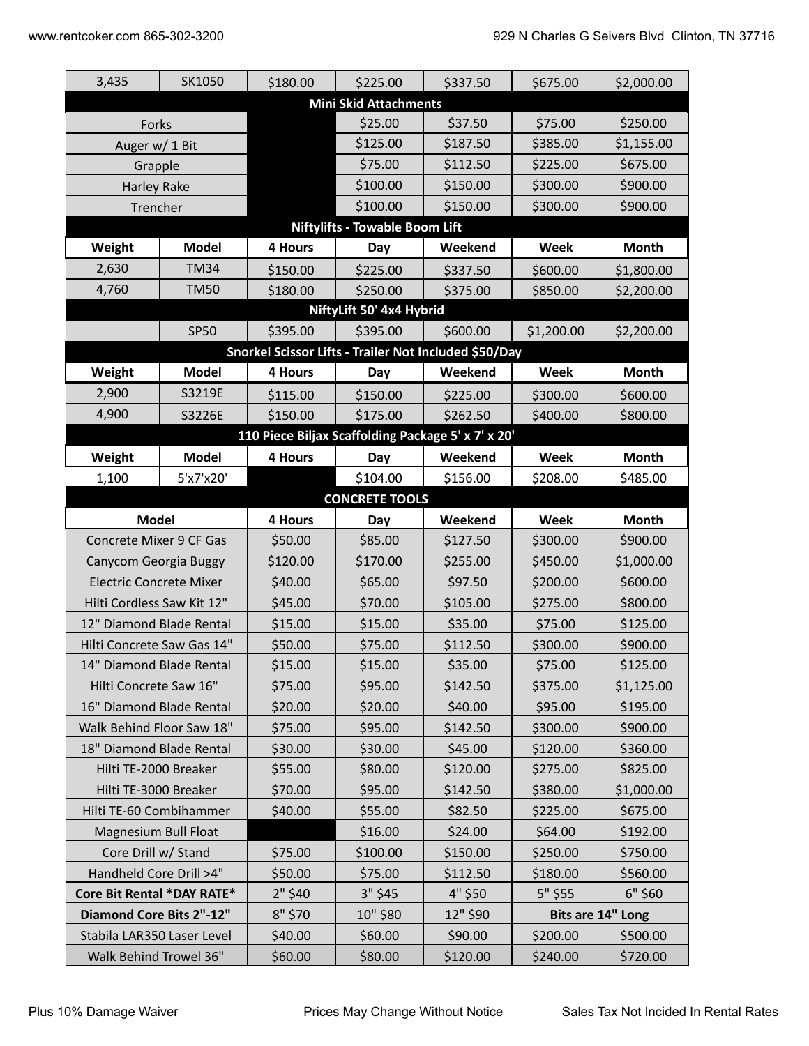| Weight | Model | 4 Hours | Day | Weekend | Week | Month |
|---|---|---|---|---|---|---|
| 3,435 | SK1050 | $180.00 | $225.00 | $337.50 | $675.00 | $2,000.00 |
| **Mini Skid Attachments** | | | | | | |
| Forks | | | $25.00 | $37.50 | $75.00 | $250.00 |
| Auger w/ 1 Bit | | | $125.00 | $187.50 | $385.00 | $1,155.00 |
| Grapple | | | $75.00 | $112.50 | $225.00 | $675.00 |
| Harley Rake | | | $100.00 | $150.00 | $300.00 | $900.00 |
| Trencher | | | $100.00 | $150.00 | $300.00 | $900.00 |

**Niftylifts - Towable Boom Lift**

| Weight | Model | 4 Hours | Day | Weekend | Week | Month |
|---|---|---|---|---|---|---|
| 2,630 | TM34 | $150.00 | $225.00 | $337.50 | $600.00 | $1,800.00 |
| 4,760 | TM50 | $180.00 | $250.00 | $375.00 | $850.00 | $2,200.00 |
| **NiftyLift 50' 4x4 Hybrid** | | | | | | |
| | SP50 | $395.00 | $395.00 | $600.00 | $1,200.00 | $2,200.00 |

**Snorkel Scissor Lifts - Trailer Not Included $50/Day**

| Weight | Model | 4 Hours | Day | Weekend | Week | Month |
|---|---|---|---|---|---|---|
| 2,900 | S3219E | $115.00 | $150.00 | $225.00 | $300.00 | $600.00 |
| 4,900 | S3226E | $150.00 | $175.00 | $262.50 | $400.00 | $800.00 |

**110 Piece Biljax Scaffolding Package 5' x 7' x 20'**

| Weight | Model | 4 Hours | Day | Weekend | Week | Month |
|---|---|---|---|---|---|---|
| 1,100 | 5'x7'x20' | | $104.00 | $156.00 | $208.00 | $485.00 |

**CONCRETE TOOLS**

| Model | 4 Hours | Day | Weekend | Week | Month |
|---|---|---|---|---|---|
| Concrete Mixer 9 CF Gas | $50.00 | $85.00 | $127.50 | $300.00 | $900.00 |
| Canycom Georgia Buggy | $120.00 | $170.00 | $255.00 | $450.00 | $1,000.00 |
| Electric Concrete Mixer | $40.00 | $65.00 | $97.50 | $200.00 | $600.00 |
| Hilti Cordless Saw Kit 12" | $45.00 | $70.00 | $105.00 | $275.00 | $800.00 |
| 12" Diamond Blade Rental | $15.00 | $15.00 | $35.00 | $75.00 | $125.00 |
| Hilti Concrete Saw Gas 14" | $50.00 | $75.00 | $112.50 | $300.00 | $900.00 |
| 14" Diamond Blade Rental | $15.00 | $15.00 | $35.00 | $75.00 | $125.00 |
| Hilti Concrete Saw 16" | $75.00 | $95.00 | $142.50 | $375.00 | $1,125.00 |
| 16" Diamond Blade Rental | $20.00 | $20.00 | $40.00 | $95.00 | $195.00 |
| Walk Behind Floor Saw 18" | $75.00 | $95.00 | $142.50 | $300.00 | $900.00 |
| 18" Diamond Blade Rental | $30.00 | $30.00 | $45.00 | $120.00 | $360.00 |
| Hilti TE-2000 Breaker | $55.00 | $80.00 | $120.00 | $275.00 | $825.00 |
| Hilti TE-3000 Breaker | $70.00 | $95.00 | $142.50 | $380.00 | $1,000.00 |
| Hilti TE-60 Combihammer | $40.00 | $55.00 | $82.50 | $225.00 | $675.00 |
| Magnesium Bull Float | | $16.00 | $24.00 | $64.00 | $192.00 |
| Core Drill w/ Stand | $75.00 | $100.00 | $150.00 | $250.00 | $750.00 |
| Handheld Core Drill >4" | $50.00 | $75.00 | $112.50 | $180.00 | $560.00 |
| **Core Bit Rental *DAY RATE*** | 2" $40 | 3" $45 | 4" $50 | 5" $55 | 6" $60 |
| **Diamond Core Bits 2"-12"** | 8" $70 | 10" $80 | 12" $90 | **Bits are 14" Long** | |
| Stabila LAR350 Laser Level | $40.00 | $60.00 | $90.00 | $200.00 | $500.00 |
| Walk Behind Trowel 36" | $60.00 | $80.00 | $120.00 | $240.00 | $720.00 |

Plus 10% Damage Waiver | Prices May Change Without Notice | Sales Tax Not Incided In Rental Rates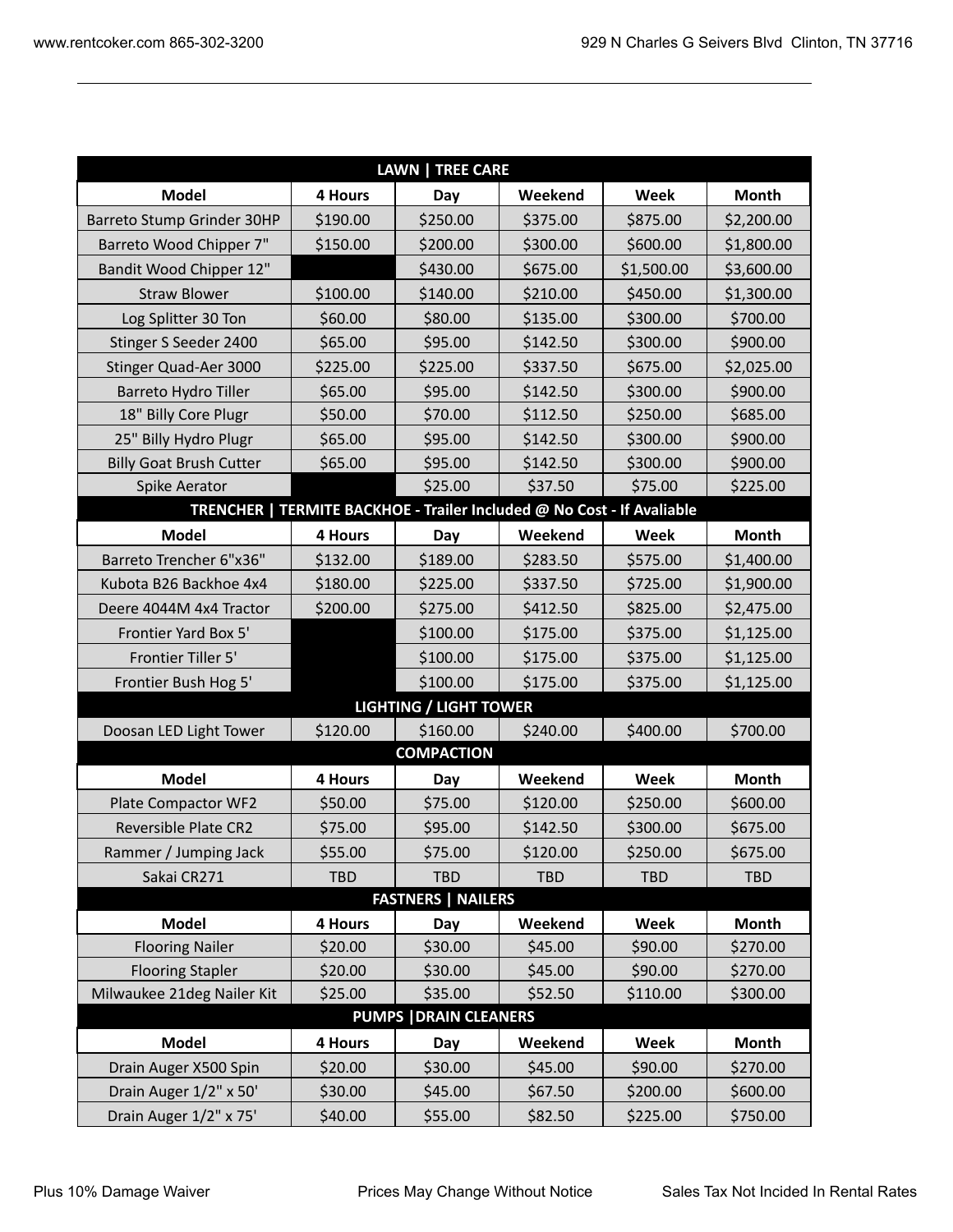| LAWN \| TREE CARE | | | | | |
|---|---|---|---|---|---|
| **Model** | **4 Hours** | **Day** | **Weekend** | **Week** | **Month** |
| Barreto Stump Grinder 30HP | $190.00 | $250.00 | $375.00 | $875.00 | $2,200.00 |
| Barreto Wood Chipper 7" | $150.00 | $200.00 | $300.00 | $600.00 | $1,800.00 |
| Bandit Wood Chipper 12" | | $430.00 | $675.00 | $1,500.00 | $3,600.00 |
| Straw Blower | $100.00 | $140.00 | $210.00 | $450.00 | $1,300.00 |
| Log Splitter 30 Ton | $60.00 | $80.00 | $135.00 | $300.00 | $700.00 |
| Stinger S Seeder 2400 | $65.00 | $95.00 | $142.50 | $300.00 | $900.00 |
| Stinger Quad-Aer 3000 | $225.00 | $225.00 | $337.50 | $675.00 | $2,025.00 |
| Barreto Hydro Tiller | $65.00 | $95.00 | $142.50 | $300.00 | $900.00 |
| 18" Billy Core Plugr | $50.00 | $70.00 | $112.50 | $250.00 | $685.00 |
| 25" Billy Hydro Plugr | $65.00 | $95.00 | $142.50 | $300.00 | $900.00 |
| Billy Goat Brush Cutter | $65.00 | $95.00 | $142.50 | $300.00 | $900.00 |
| Spike Aerator | | $25.00 | $37.50 | $75.00 | $225.00 |

| TRENCHER \| TERMITE BACKHOE - Trailer Included @ No Cost - If Avaliable | | | | | |
|---|---|---|---|---|---|
| **Model** | **4 Hours** | **Day** | **Weekend** | **Week** | **Month** |
| Barreto Trencher 6"x36" | $132.00 | $189.00 | $283.50 | $575.00 | $1,400.00 |
| Kubota B26 Backhoe 4x4 | $180.00 | $225.00 | $337.50 | $725.00 | $1,900.00 |
| Deere 4044M 4x4 Tractor | $200.00 | $275.00 | $412.50 | $825.00 | $2,475.00 |
| Frontier Yard Box 5' | | $100.00 | $175.00 | $375.00 | $1,125.00 |
| Frontier Tiller 5' | | $100.00 | $175.00 | $375.00 | $1,125.00 |
| Frontier Bush Hog 5' | | $100.00 | $175.00 | $375.00 | $1,125.00 |

| LIGHTING / LIGHT TOWER | | | | | |
|---|---|---|---|---|---|
| Doosan LED Light Tower | $120.00 | $160.00 | $240.00 | $400.00 | $700.00 |

| COMPACTION | | | | | |
|---|---|---|---|---|---|
| **Model** | **4 Hours** | **Day** | **Weekend** | **Week** | **Month** |
| Plate Compactor WF2 | $50.00 | $75.00 | $120.00 | $250.00 | $600.00 |
| Reversible Plate CR2 | $75.00 | $95.00 | $142.50 | $300.00 | $675.00 |
| Rammer / Jumping Jack | $55.00 | $75.00 | $120.00 | $250.00 | $675.00 |
| Sakai CR271 | TBD | TBD | TBD | TBD | TBD |

| FASTNERS \| NAILERS | | | | | |
|---|---|---|---|---|---|
| **Model** | **4 Hours** | **Day** | **Weekend** | **Week** | **Month** |
| Flooring Nailer | $20.00 | $30.00 | $45.00 | $90.00 | $270.00 |
| Flooring Stapler | $20.00 | $30.00 | $45.00 | $90.00 | $270.00 |
| Milwaukee 21deg Nailer Kit | $25.00 | $35.00 | $52.50 | $110.00 | $300.00 |

| PUMPS \|DRAIN CLEANERS | | | | | |
|---|---|---|---|---|---|
| **Model** | **4 Hours** | **Day** | **Weekend** | **Week** | **Month** |
| Drain Auger X500 Spin | $20.00 | $30.00 | $45.00 | $90.00 | $270.00 |
| Drain Auger 1/2" x 50' | $30.00 | $45.00 | $67.50 | $200.00 | $600.00 |
| Drain Auger 1/2" x 75' | $40.00 | $55.00 | $82.50 | $225.00 | $750.00 |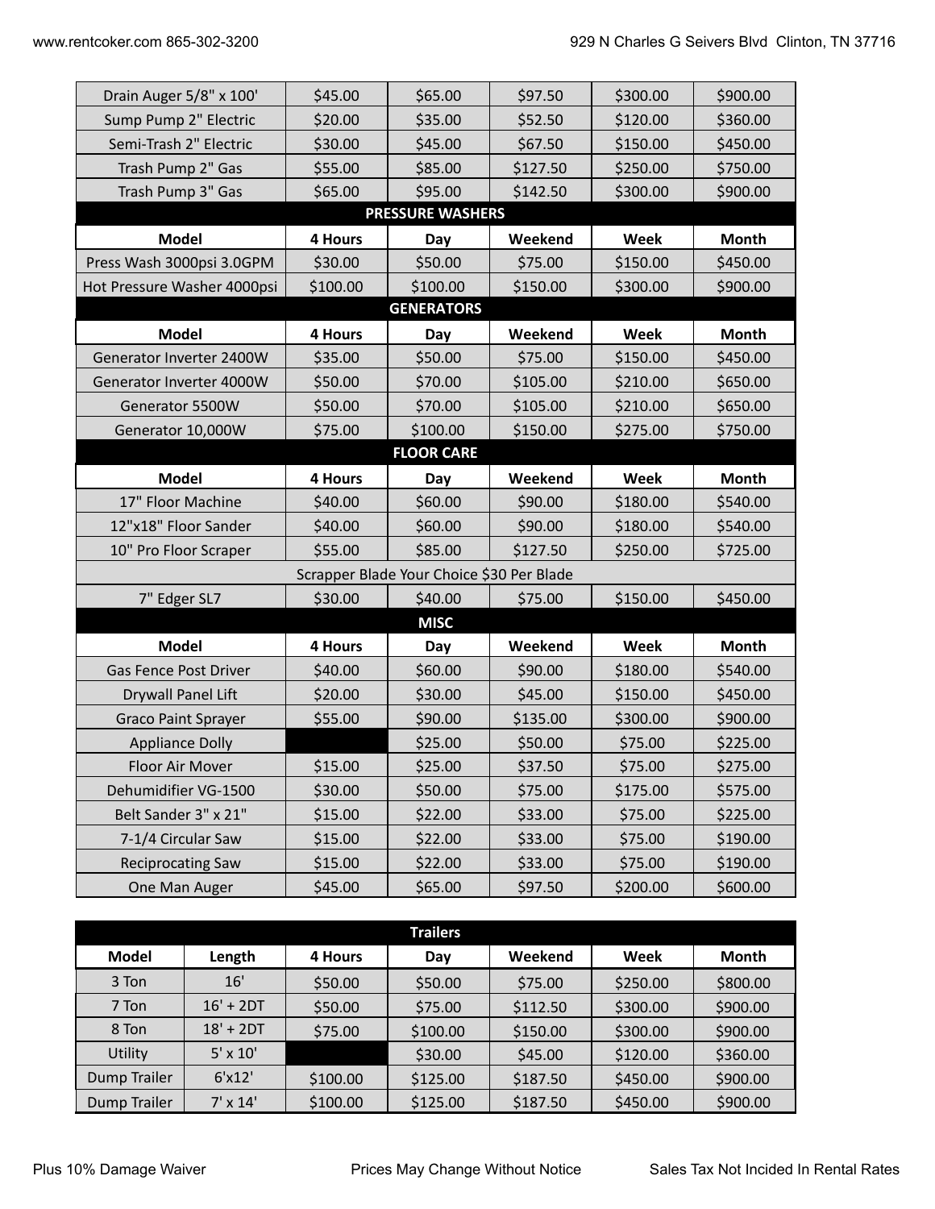| Drain Auger 5/8" x 100' | $45.00 | $65.00 | $97.50 | $300.00 | $900.00 |
|---|---|---|---|---|---|
| Sump Pump 2" Electric | $20.00 | $35.00 | $52.50 | $120.00 | $360.00 |
| Semi-Trash 2" Electric | $30.00 | $45.00 | $67.50 | $150.00 | $450.00 |
| Trash Pump 2" Gas | $55.00 | $85.00 | $127.50 | $250.00 | $750.00 |
| Trash Pump 3" Gas | $65.00 | $95.00 | $142.50 | $300.00 | $900.00 |

**PRESSURE WASHERS**

| Model | 4 Hours | Day | Weekend | Week | Month |
|---|---|---|---|---|---|
| Press Wash 3000psi 3.0GPM | $30.00 | $50.00 | $75.00 | $150.00 | $450.00 |
| Hot Pressure Washer 4000psi | $100.00 | $100.00 | $150.00 | $300.00 | $900.00 |

**GENERATORS**

| Model | 4 Hours | Day | Weekend | Week | Month |
|---|---|---|---|---|---|
| Generator Inverter 2400W | $35.00 | $50.00 | $75.00 | $150.00 | $450.00 |
| Generator Inverter 4000W | $50.00 | $70.00 | $105.00 | $210.00 | $650.00 |
| Generator 5500W | $50.00 | $70.00 | $105.00 | $210.00 | $650.00 |
| Generator 10,000W | $75.00 | $100.00 | $150.00 | $275.00 | $750.00 |

**FLOOR CARE**

| Model | 4 Hours | Day | Weekend | Week | Month |
|---|---|---|---|---|---|
| 17" Floor Machine | $40.00 | $60.00 | $90.00 | $180.00 | $540.00 |
| 12"x18" Floor Sander | $40.00 | $60.00 | $90.00 | $180.00 | $540.00 |
| 10" Pro Floor Scraper | $55.00 | $85.00 | $127.50 | $250.00 | $725.00 |
| Scrapper Blade Your Choice $30 Per Blade | | | | | |
| 7" Edger SL7 | $30.00 | $40.00 | $75.00 | $150.00 | $450.00 |

**MISC**

| Model | 4 Hours | Day | Weekend | Week | Month |
|---|---|---|---|---|---|
| Gas Fence Post Driver | $40.00 | $60.00 | $90.00 | $180.00 | $540.00 |
| Drywall Panel Lift | $20.00 | $30.00 | $45.00 | $150.00 | $450.00 |
| Graco Paint Sprayer | $55.00 | $90.00 | $135.00 | $300.00 | $900.00 |
| Appliance Dolly | | $25.00 | $50.00 | $75.00 | $225.00 |
| Floor Air Mover | $15.00 | $25.00 | $37.50 | $75.00 | $275.00 |
| Dehumidifier VG-1500 | $30.00 | $50.00 | $75.00 | $175.00 | $575.00 |
| Belt Sander 3" x 21" | $15.00 | $22.00 | $33.00 | $75.00 | $225.00 |
| 7-1/4 Circular Saw | $15.00 | $22.00 | $33.00 | $75.00 | $190.00 |
| Reciprocating Saw | $15.00 | $22.00 | $33.00 | $75.00 | $190.00 |
| One Man Auger | $45.00 | $65.00 | $97.50 | $200.00 | $600.00 |

**Trailers**

| Model | Length | 4 Hours | Day | Weekend | Week | Month |
|---|---|---|---|---|---|---|
| 3 Ton | 16' | $50.00 | $50.00 | $75.00 | $250.00 | $800.00 |
| 7 Ton | 16' + 2DT | $50.00 | $75.00 | $112.50 | $300.00 | $900.00 |
| 8 Ton | 18' + 2DT | $75.00 | $100.00 | $150.00 | $300.00 | $900.00 |
| Utility | 5' x 10' | | $30.00 | $45.00 | $120.00 | $360.00 |
| Dump Trailer | 6'x12' | $100.00 | $125.00 | $187.50 | $450.00 | $900.00 |
| Dump Trailer | 7' x 14' | $100.00 | $125.00 | $187.50 | $450.00 | $900.00 |

Plus 10% Damage Waiver

Prices May Change Without Notice

Sales Tax Not Incided In Rental Rates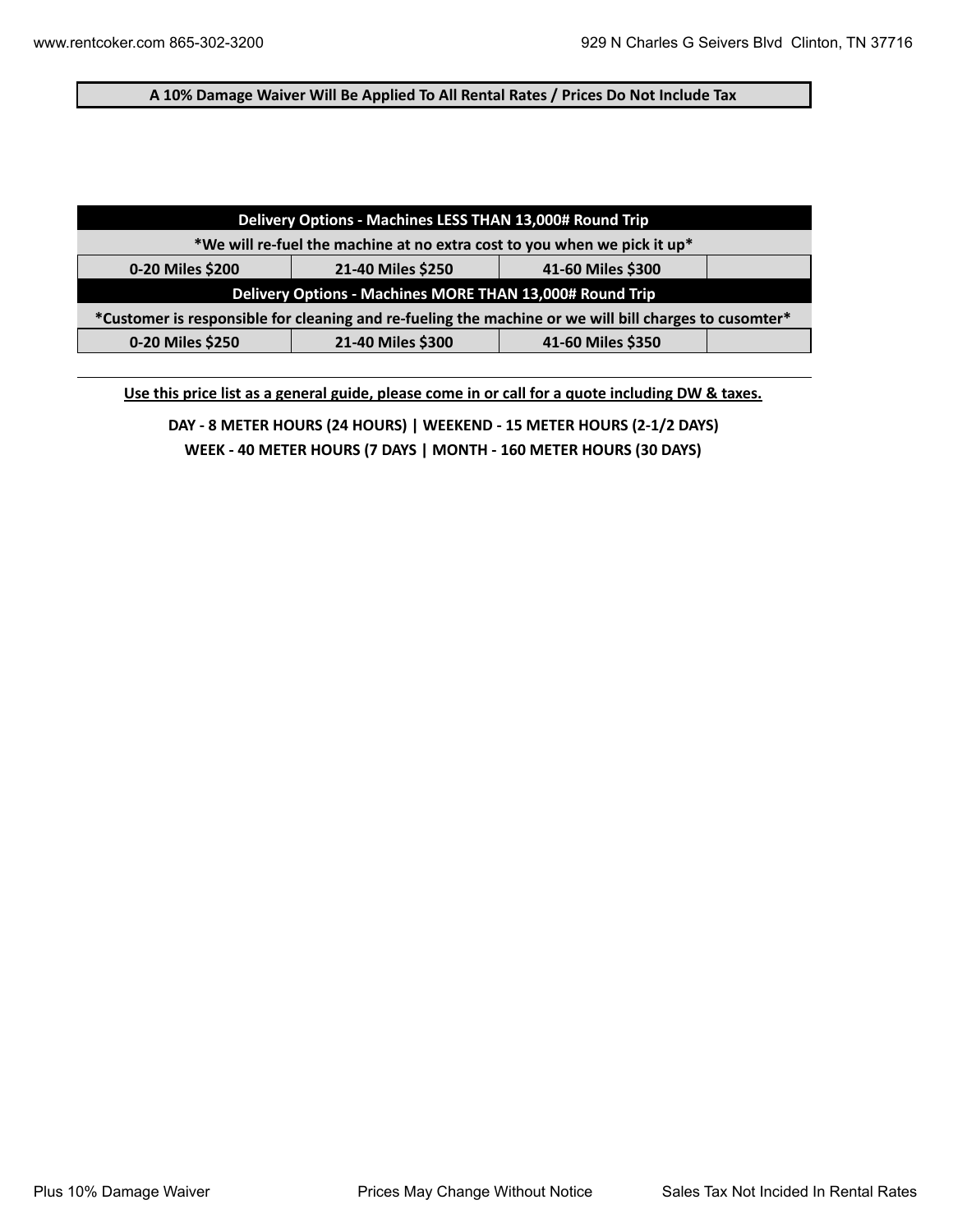**A 10% Damage Waiver Will Be Applied To All Rental Rates / Prices Do Not Include Tax**

| Delivery Options - Machines LESS THAN 13,000# Round Trip | | | |
|---|---|---|---|
| *We will re-fuel the machine at no extra cost to you when we pick it up* | | | |
| 0-20 Miles $200 | 21-40 Miles $250 | 41-60 Miles $300 | |
| **Delivery Options - Machines MORE THAN 13,000# Round Trip** | | | |
| *Customer is responsible for cleaning and re-fueling the machine or we will bill charges to cusomter* | | | |
| 0-20 Miles $250 | 21-40 Miles $300 | 41-60 Miles $350 | |

---

**Use this price list as a general guide, please come in or call for a quote including DW & taxes.**

**DAY - 8 METER HOURS (24 HOURS) | WEEKEND - 15 METER HOURS (2-1/2 DAYS)**
**WEEK - 40 METER HOURS (7 DAYS | MONTH - 160 METER HOURS (30 DAYS)**